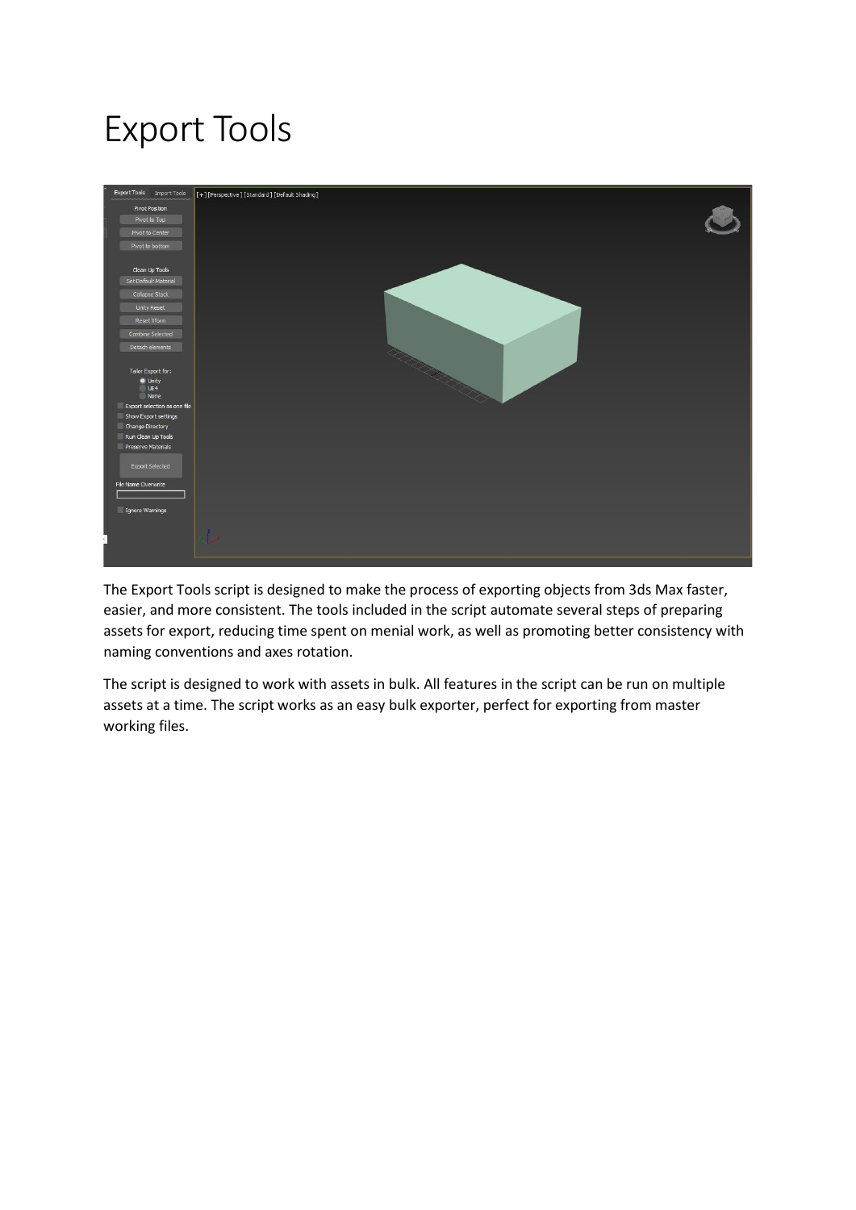# Export Tools

The Export Tools script is designed to make the process of exporting objects from 3ds Max faster, easier, and more consistent. The tools included in the script automate several steps of preparing assets for export, reducing time spent on menial work, as well as promoting better consistency with naming conventions and axes rotation.

The script is designed to work with assets in bulk. All features in the script can be run on multiple assets at a time. The script works as an easy bulk exporter, perfect for exporting from master working files.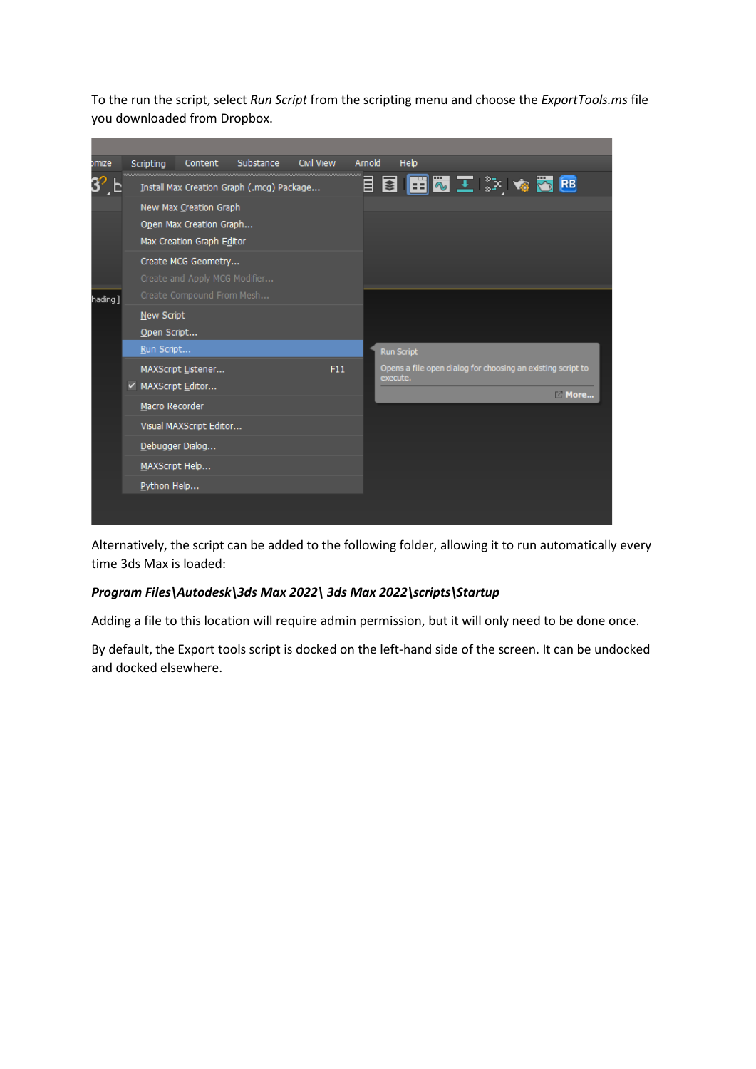To the run the script, select *Run Script* from the scripting menu and choose the *ExportTools.ms* file you downloaded from Dropbox.

Alternatively, the script can be added to the following folder, allowing it to run automatically every time 3ds Max is loaded:

***Program Files\Autodesk\3ds Max 2022\ 3ds Max 2022\scripts\Startup***

Adding a file to this location will require admin permission, but it will only need to be done once.

By default, the Export tools script is docked on the left-hand side of the screen. It can be undocked and docked elsewhere.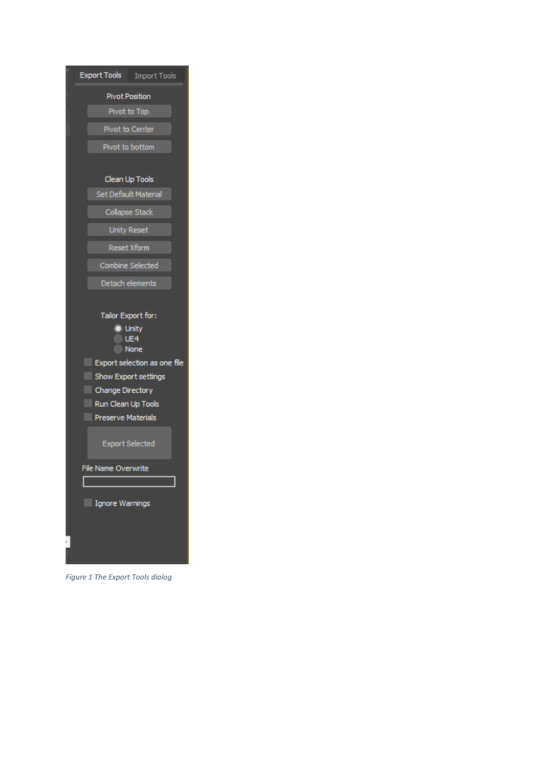*Figure 1 The Export Tools dialog*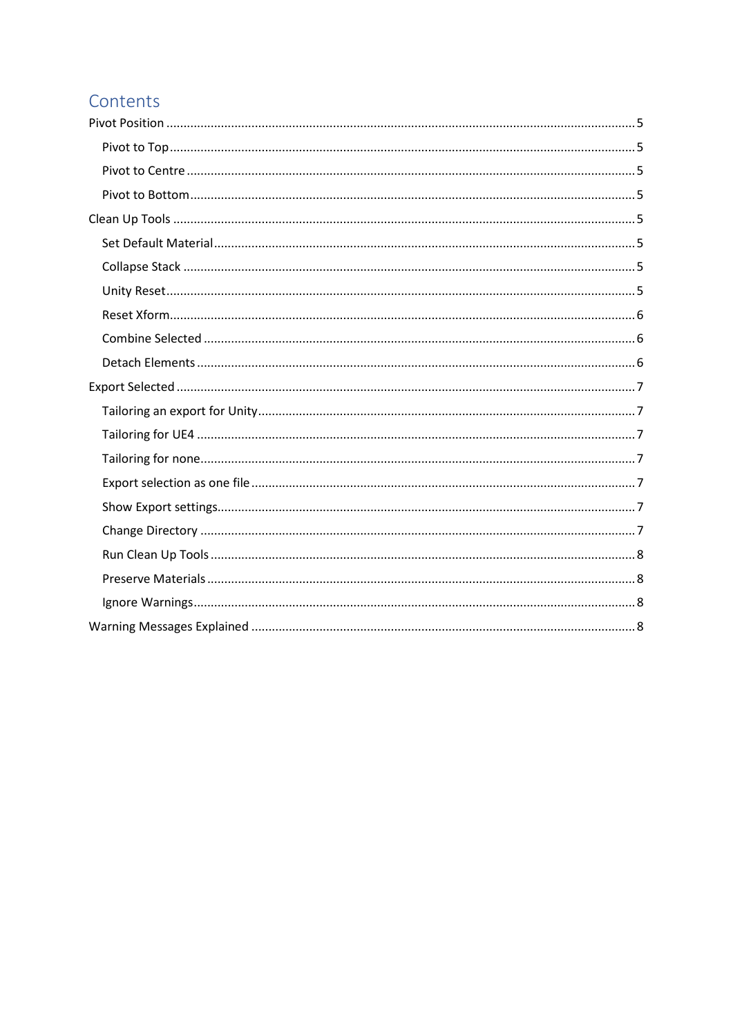# Contents

- Pivot Position ........................................................................ 5
  - Pivot to Top ........................................................................ 5
  - Pivot to Centre ........................................................................ 5
  - Pivot to Bottom ........................................................................ 5
- Clean Up Tools ........................................................................ 5
  - Set Default Material ........................................................................ 5
  - Collapse Stack ........................................................................ 5
  - Unity Reset ........................................................................ 5
  - Reset Xform ........................................................................ 6
  - Combine Selected ........................................................................ 6
  - Detach Elements ........................................................................ 6
- Export Selected ........................................................................ 7
  - Tailoring an export for Unity ........................................................................ 7
  - Tailoring for UE4 ........................................................................ 7
  - Tailoring for none ........................................................................ 7
  - Export selection as one file ........................................................................ 7
  - Show Export settings ........................................................................ 7
  - Change Directory ........................................................................ 7
  - Run Clean Up Tools ........................................................................ 8
  - Preserve Materials ........................................................................ 8
  - Ignore Warnings ........................................................................ 8
- Warning Messages Explained ........................................................................ 8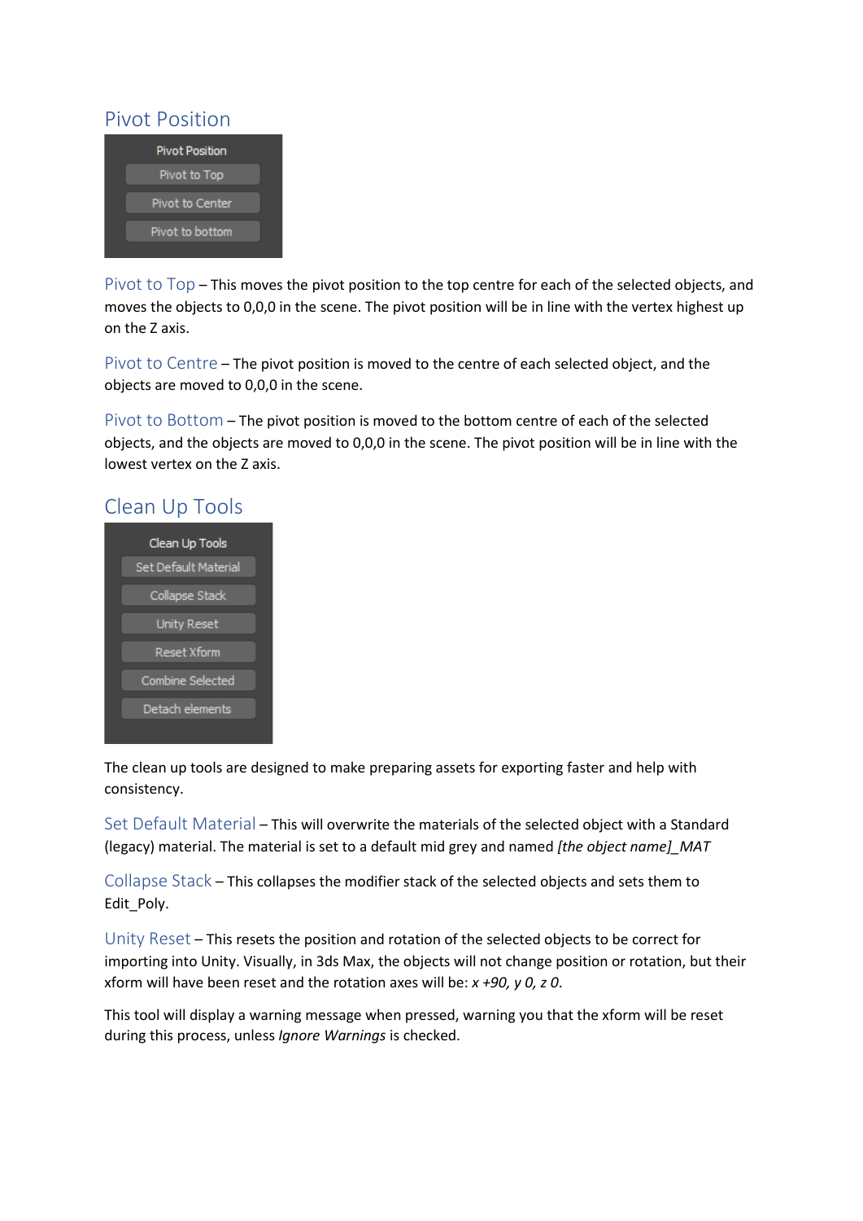## Pivot Position

Pivot Position
Pivot to Top
Pivot to Center
Pivot to bottom

Pivot to Top – This moves the pivot position to the top centre for each of the selected objects, and moves the objects to 0,0,0 in the scene. The pivot position will be in line with the vertex highest up on the Z axis.

Pivot to Centre – The pivot position is moved to the centre of each selected object, and the objects are moved to 0,0,0 in the scene.

Pivot to Bottom – The pivot position is moved to the bottom centre of each of the selected objects, and the objects are moved to 0,0,0 in the scene. The pivot position will be in line with the lowest vertex on the Z axis.

## Clean Up Tools

Clean Up Tools
Set Default Material
Collapse Stack
Unity Reset
Reset Xform
Combine Selected
Detach elements

The clean up tools are designed to make preparing assets for exporting faster and help with consistency.

Set Default Material – This will overwrite the materials of the selected object with a Standard (legacy) material. The material is set to a default mid grey and named *[the object name]_MAT*

Collapse Stack – This collapses the modifier stack of the selected objects and sets them to Edit_Poly.

Unity Reset – This resets the position and rotation of the selected objects to be correct for importing into Unity. Visually, in 3ds Max, the objects will not change position or rotation, but their xform will have been reset and the rotation axes will be: *x +90, y 0, z 0*.

This tool will display a warning message when pressed, warning you that the xform will be reset during this process, unless *Ignore Warnings* is checked.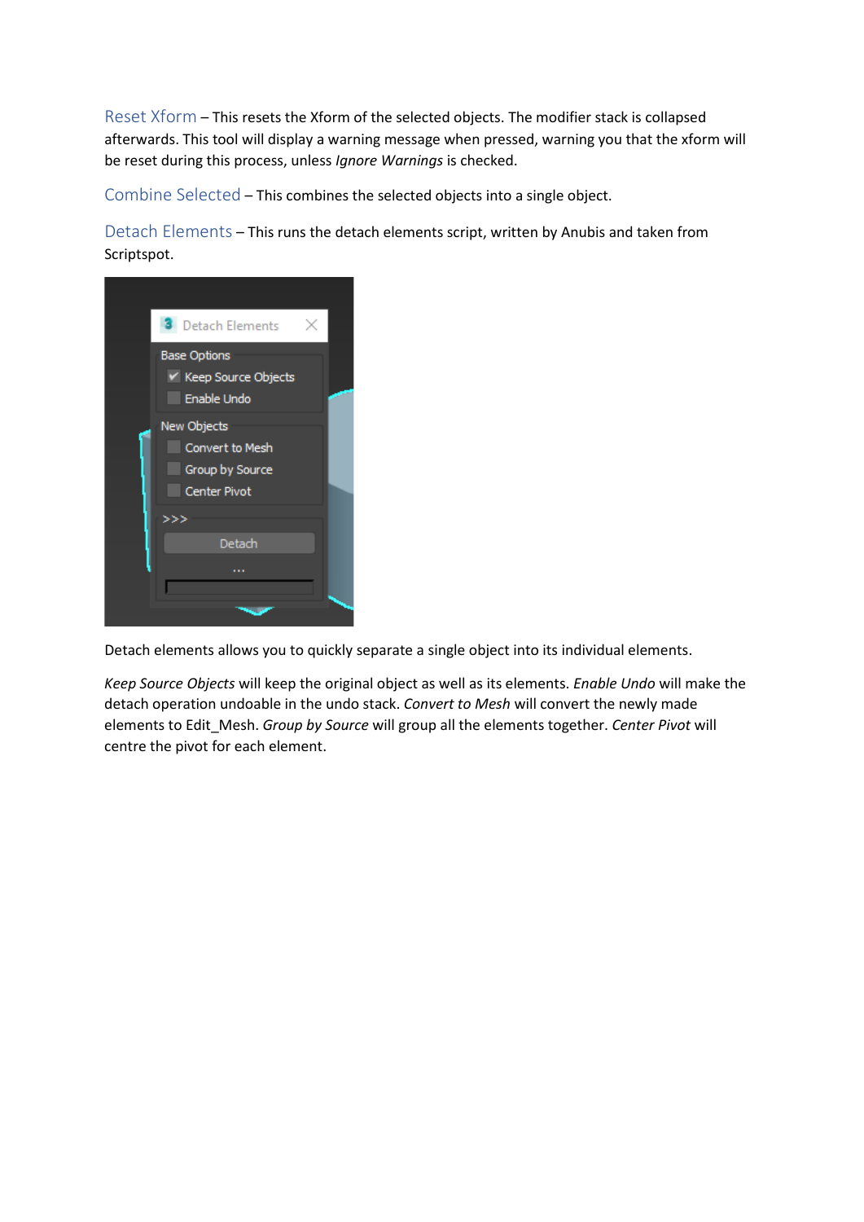Reset Xform – This resets the Xform of the selected objects. The modifier stack is collapsed afterwards. This tool will display a warning message when pressed, warning you that the xform will be reset during this process, unless *Ignore Warnings* is checked.

Combine Selected – This combines the selected objects into a single object.

Detach Elements – This runs the detach elements script, written by Anubis and taken from Scriptspot.

Detach elements allows you to quickly separate a single object into its individual elements.

*Keep Source Objects* will keep the original object as well as its elements. *Enable Undo* will make the detach operation undoable in the undo stack. *Convert to Mesh* will convert the newly made elements to Edit_Mesh. *Group by Source* will group all the elements together. *Center Pivot* will centre the pivot for each element.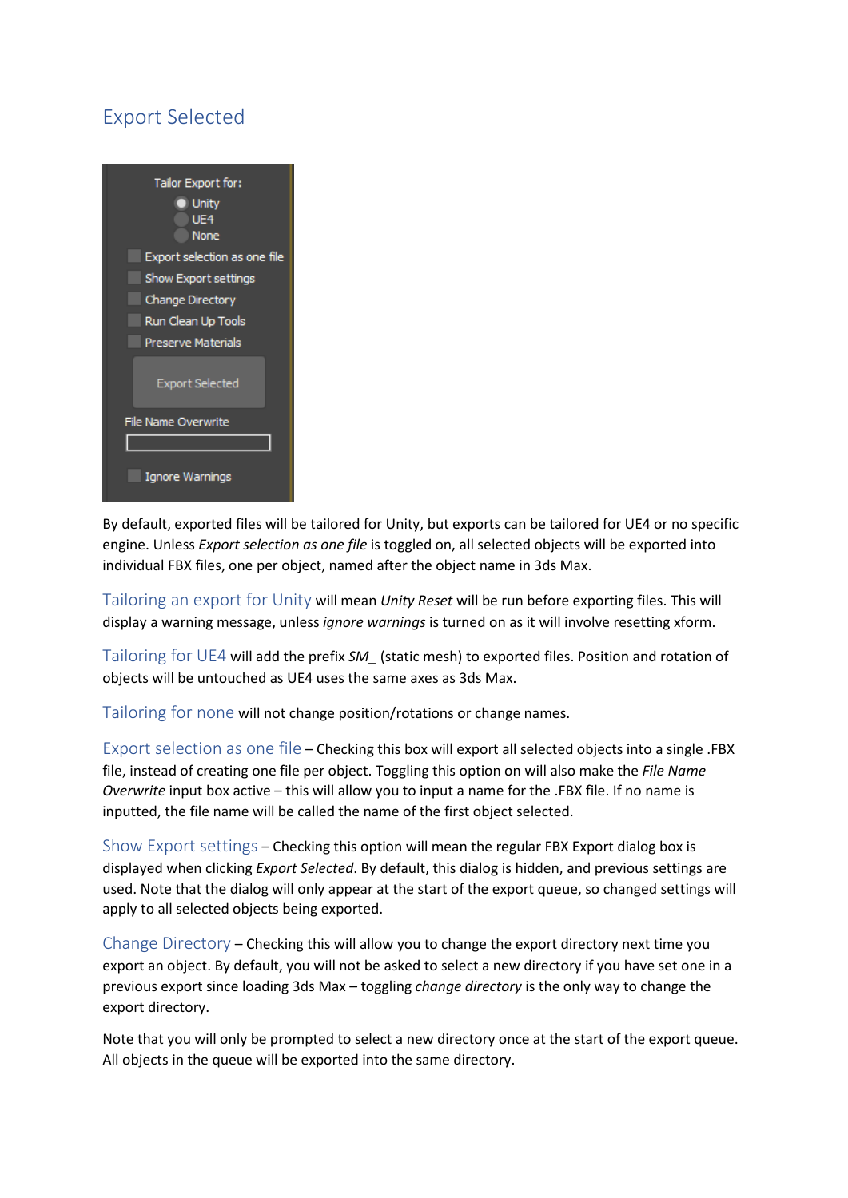## Export Selected

By default, exported files will be tailored for Unity, but exports can be tailored for UE4 or no specific engine. Unless *Export selection as one file* is toggled on, all selected objects will be exported into individual FBX files, one per object, named after the object name in 3ds Max.

### Tailoring an export for Unity

Tailoring an export for Unity will mean *Unity Reset* will be run before exporting files. This will display a warning message, unless *ignore warnings* is turned on as it will involve resetting xform.

### Tailoring for UE4

Tailoring for UE4 will add the prefix *SM_* (static mesh) to exported files. Position and rotation of objects will be untouched as UE4 uses the same axes as 3ds Max.

### Tailoring for none

Tailoring for none will not change position/rotations or change names.

### Export selection as one file

Export selection as one file – Checking this box will export all selected objects into a single .FBX file, instead of creating one file per object. Toggling this option on will also make the *File Name Overwrite* input box active – this will allow you to input a name for the .FBX file. If no name is inputted, the file name will be called the name of the first object selected.

### Show Export settings

Show Export settings – Checking this option will mean the regular FBX Export dialog box is displayed when clicking *Export Selected*. By default, this dialog is hidden, and previous settings are used. Note that the dialog will only appear at the start of the export queue, so changed settings will apply to all selected objects being exported.

### Change Directory

Change Directory – Checking this will allow you to change the export directory next time you export an object. By default, you will not be asked to select a new directory if you have set one in a previous export since loading 3ds Max – toggling *change directory* is the only way to change the export directory.

Note that you will only be prompted to select a new directory once at the start of the export queue. All objects in the queue will be exported into the same directory.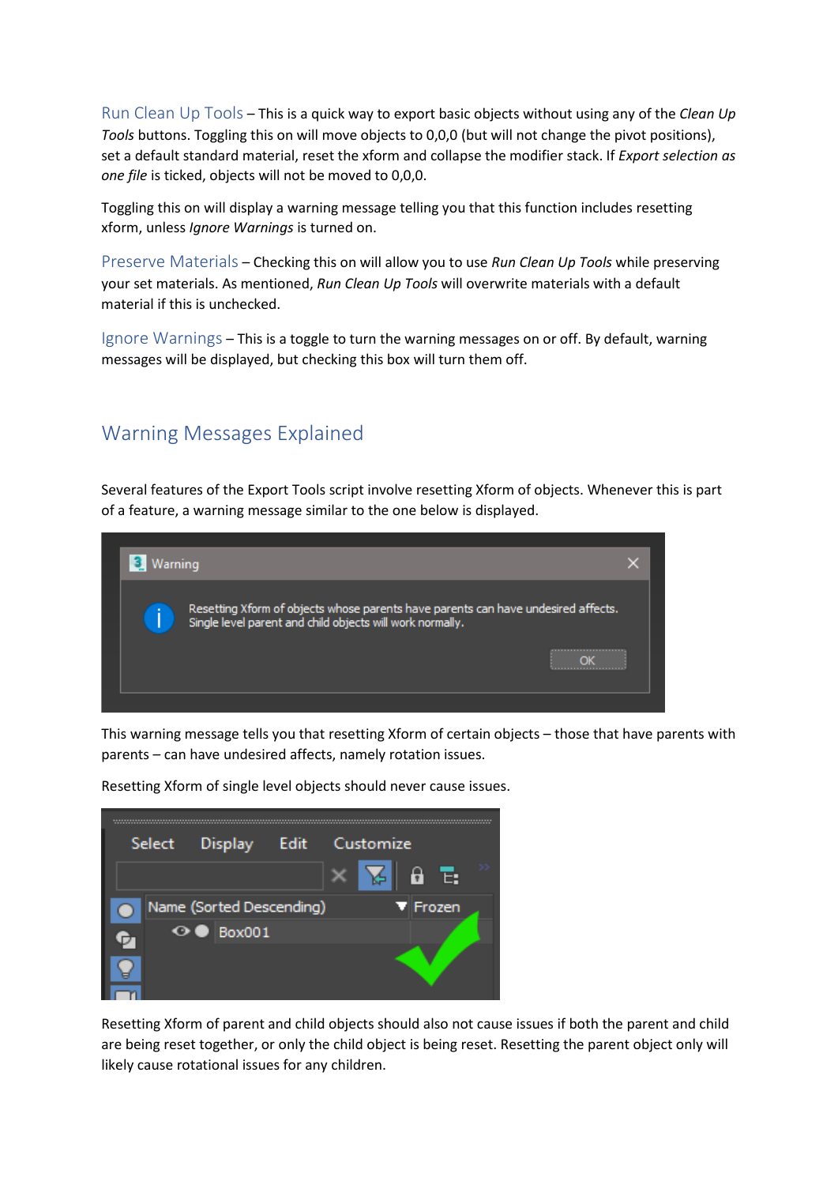Run Clean Up Tools – This is a quick way to export basic objects without using any of the *Clean Up Tools* buttons. Toggling this on will move objects to 0,0,0 (but will not change the pivot positions), set a default standard material, reset the xform and collapse the modifier stack. If *Export selection as one file* is ticked, objects will not be moved to 0,0,0.

Toggling this on will display a warning message telling you that this function includes resetting xform, unless *Ignore Warnings* is turned on.

Preserve Materials – Checking this on will allow you to use *Run Clean Up Tools* while preserving your set materials. As mentioned, *Run Clean Up Tools* will overwrite materials with a default material if this is unchecked.

Ignore Warnings – This is a toggle to turn the warning messages on or off. By default, warning messages will be displayed, but checking this box will turn them off.

## Warning Messages Explained

Several features of the Export Tools script involve resetting Xform of objects. Whenever this is part of a feature, a warning message similar to the one below is displayed.

This warning message tells you that resetting Xform of certain objects – those that have parents with parents – can have undesired affects, namely rotation issues.

Resetting Xform of single level objects should never cause issues.

Resetting Xform of parent and child objects should also not cause issues if both the parent and child are being reset together, or only the child object is being reset. Resetting the parent object only will likely cause rotational issues for any children.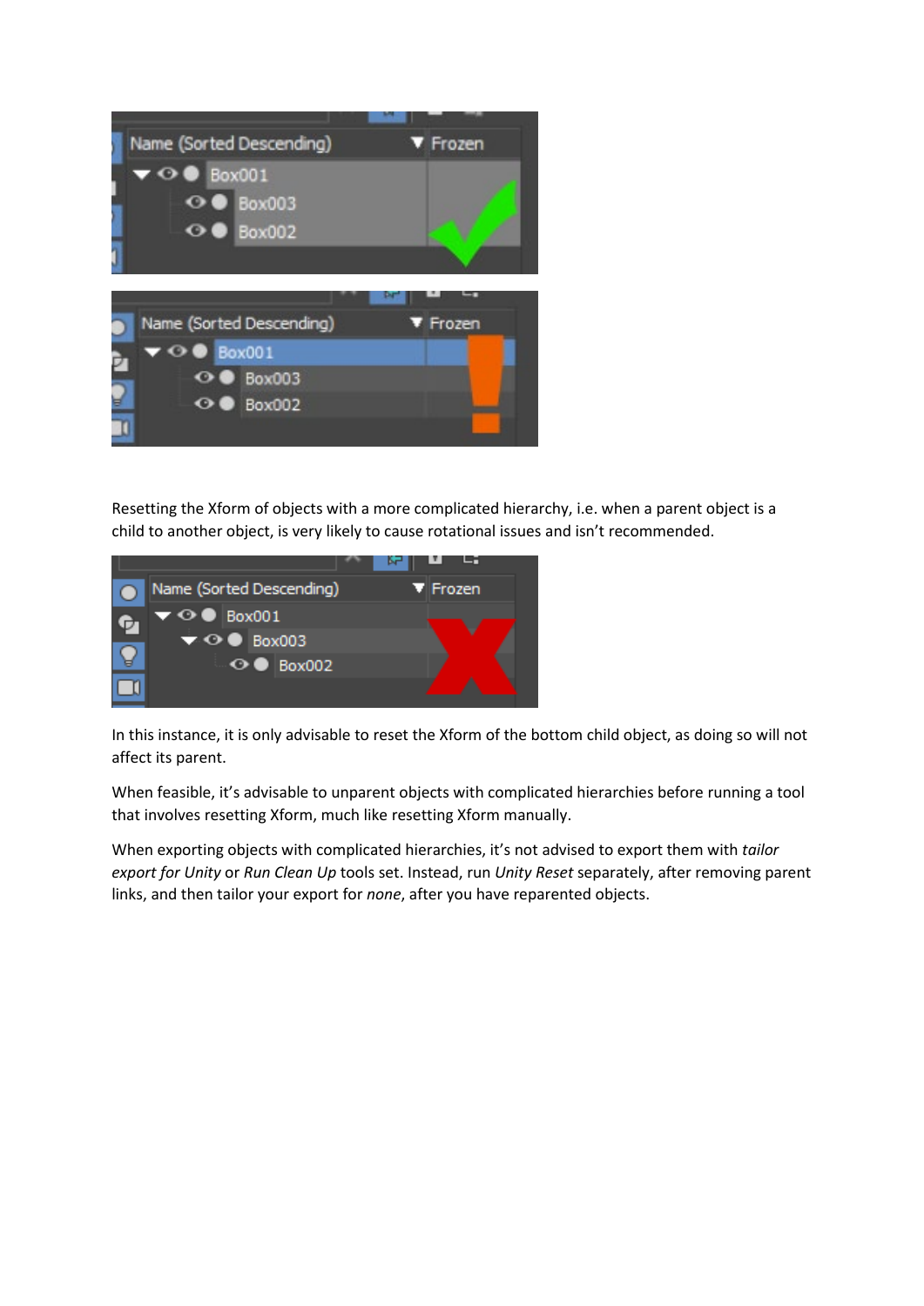Resetting the Xform of objects with a more complicated hierarchy, i.e. when a parent object is a child to another object, is very likely to cause rotational issues and isn't recommended.

In this instance, it is only advisable to reset the Xform of the bottom child object, as doing so will not affect its parent.

When feasible, it's advisable to unparent objects with complicated hierarchies before running a tool that involves resetting Xform, much like resetting Xform manually.

When exporting objects with complicated hierarchies, it's not advised to export them with *tailor export for Unity* or *Run Clean Up* tools set. Instead, run *Unity Reset* separately, after removing parent links, and then tailor your export for *none*, after you have reparented objects.